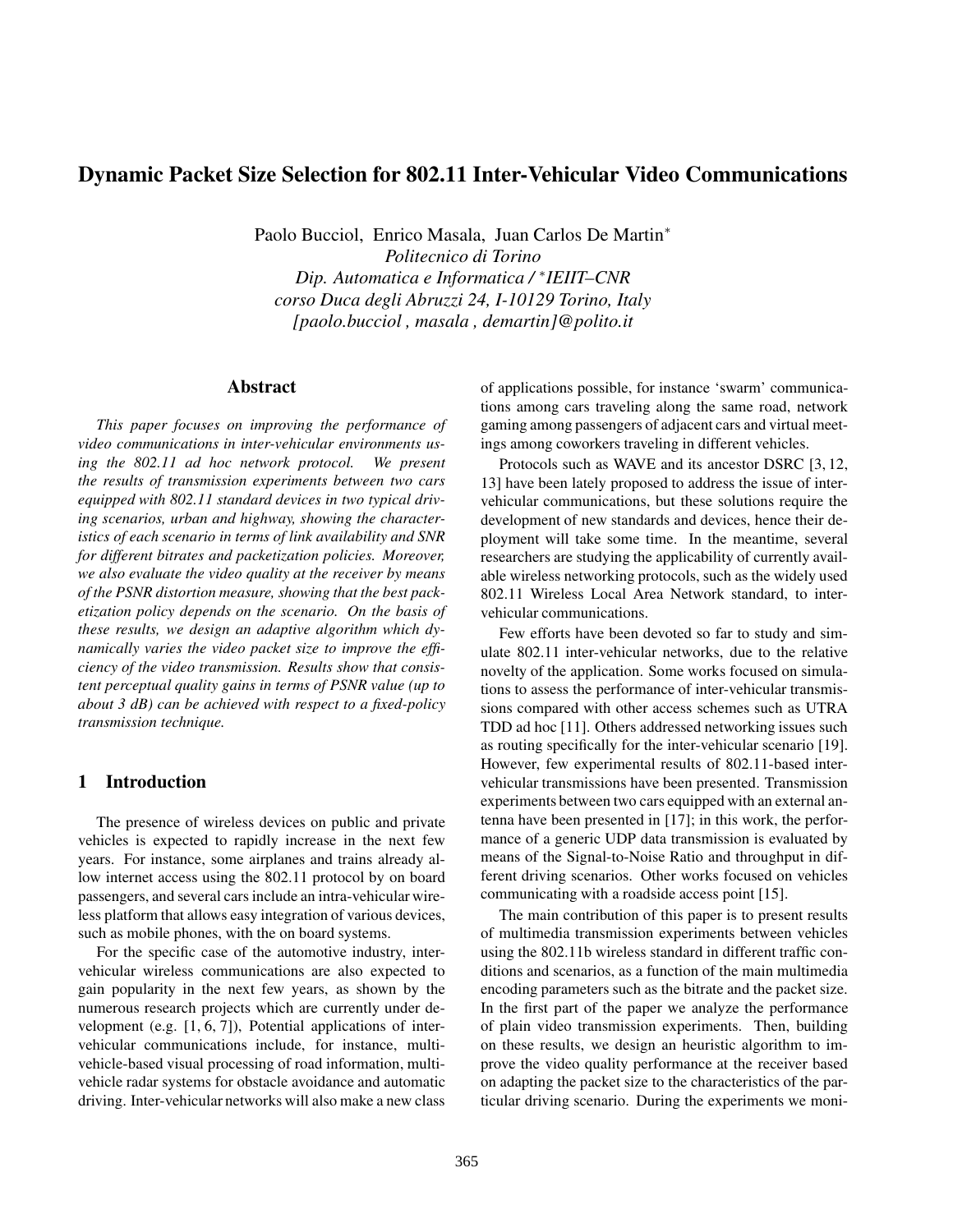// Dynamic Packet Size Selection for 802.11 Inter-Vehicular Video Communications

Paolo Bucciol, Enrico Masala, Juan Carlos De Martin*

*Politecnico di Torino*
*Dip. Automatica e Informatica / *IEIIT–CNR*
*corso Duca degli Abruzzi 24, I-10129 Torino, Italy*
*[paolo.bucciol , masala , demartin]@polito.it*

## Abstract

*This paper focuses on improving the performance of video communications in inter-vehicular environments using the 802.11 ad hoc network protocol. We present the results of transmission experiments between two cars equipped with 802.11 standard devices in two typical driving scenarios, urban and highway, showing the characteristics of each scenario in terms of link availability and SNR for different bitrates and packetization policies. Moreover, we also evaluate the video quality at the receiver by means of the PSNR distortion measure, showing that the best packetization policy depends on the scenario. On the basis of these results, we design an adaptive algorithm which dynamically varies the video packet size to improve the efficiency of the video transmission. Results show that consistent perceptual quality gains in terms of PSNR value (up to about 3 dB) can be achieved with respect to a fixed-policy transmission technique.*

## 1 Introduction

The presence of wireless devices on public and private vehicles is expected to rapidly increase in the next few years. For instance, some airplanes and trains already allow internet access using the 802.11 protocol by on board passengers, and several cars include an intra-vehicular wireless platform that allows easy integration of various devices, such as mobile phones, with the on board systems.

For the specific case of the automotive industry, inter-vehicular wireless communications are also expected to gain popularity in the next few years, as shown by the numerous research projects which are currently under development (e.g. [1, 6, 7]), Potential applications of inter-vehicular communications include, for instance, multi-vehicle-based visual processing of road information, multi-vehicle radar systems for obstacle avoidance and automatic driving. Inter-vehicular networks will also make a new class of applications possible, for instance 'swarm' communications among cars traveling along the same road, network gaming among passengers of adjacent cars and virtual meetings among coworkers traveling in different vehicles.

Protocols such as WAVE and its ancestor DSRC [3, 12, 13] have been lately proposed to address the issue of inter-vehicular communications, but these solutions require the development of new standards and devices, hence their deployment will take some time. In the meantime, several researchers are studying the applicability of currently available wireless networking protocols, such as the widely used 802.11 Wireless Local Area Network standard, to inter-vehicular communications.

Few efforts have been devoted so far to study and simulate 802.11 inter-vehicular networks, due to the relative novelty of the application. Some works focused on simulations to assess the performance of inter-vehicular transmissions compared with other access schemes such as UTRA TDD ad hoc [11]. Others addressed networking issues such as routing specifically for the inter-vehicular scenario [19]. However, few experimental results of 802.11-based inter-vehicular transmissions have been presented. Transmission experiments between two cars equipped with an external antenna have been presented in [17]; in this work, the performance of a generic UDP data transmission is evaluated by means of the Signal-to-Noise Ratio and throughput in different driving scenarios. Other works focused on vehicles communicating with a roadside access point [15].

The main contribution of this paper is to present results of multimedia transmission experiments between vehicles using the 802.11b wireless standard in different traffic conditions and scenarios, as a function of the main multimedia encoding parameters such as the bitrate and the packet size. In the first part of the paper we analyze the performance of plain video transmission experiments. Then, building on these results, we design an heuristic algorithm to improve the video quality performance at the receiver based on adapting the packet size to the characteristics of the particular driving scenario. During the experiments we moni-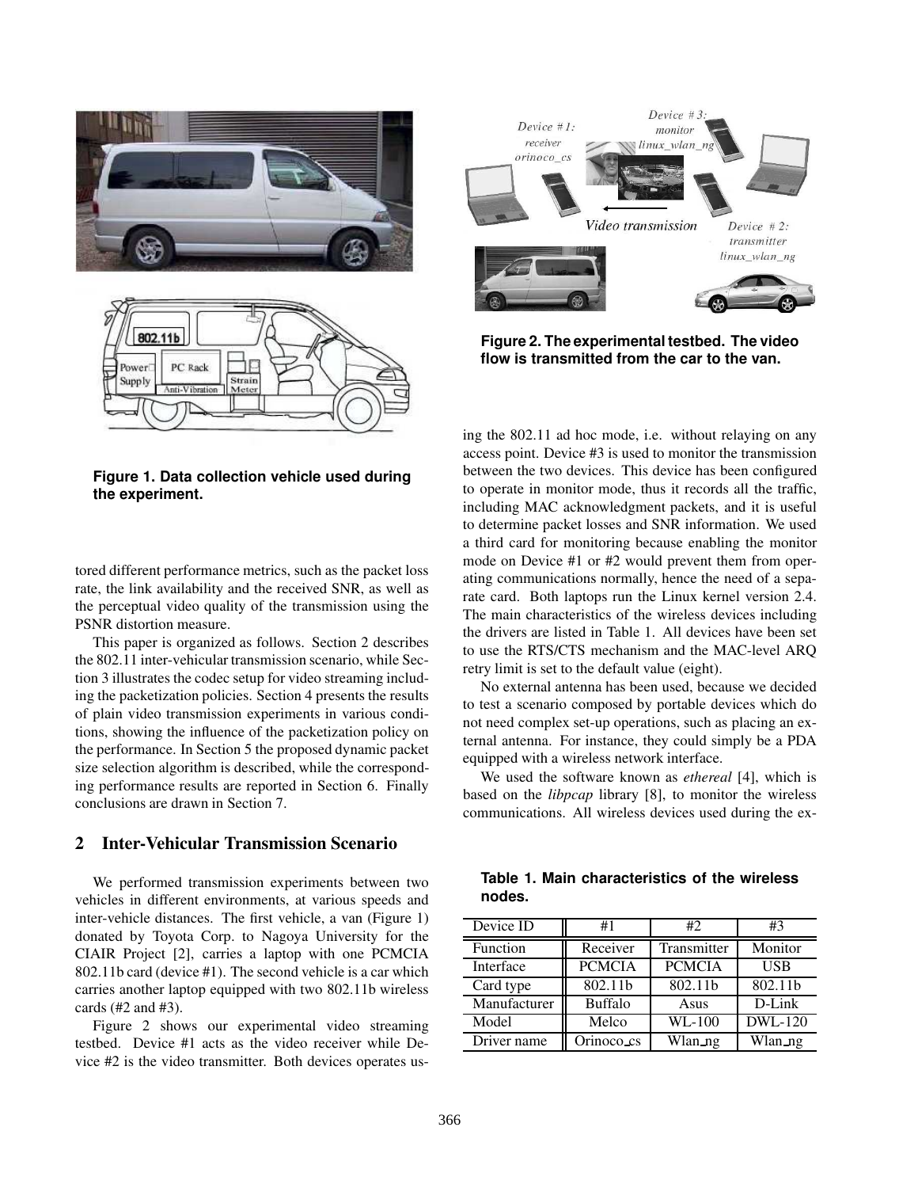Figure 1. Data collection vehicle used during the experiment.

tored different performance metrics, such as the packet loss rate, the link availability and the received SNR, as well as the perceptual video quality of the transmission using the PSNR distortion measure.

This paper is organized as follows. Section 2 describes the 802.11 inter-vehicular transmission scenario, while Section 3 illustrates the codec setup for video streaming including the packetization policies. Section 4 presents the results of plain video transmission experiments in various conditions, showing the influence of the packetization policy on the performance. In Section 5 the proposed dynamic packet size selection algorithm is described, while the corresponding performance results are reported in Section 6. Finally conclusions are drawn in Section 7.

## 2 Inter-Vehicular Transmission Scenario

We performed transmission experiments between two vehicles in different environments, at various speeds and inter-vehicle distances. The first vehicle, a van (Figure 1) donated by Toyota Corp. to Nagoya University for the CIAIR Project [2], carries a laptop with one PCMCIA 802.11b card (device #1). The second vehicle is a car which carries another laptop equipped with two 802.11b wireless cards (#2 and #3).

Figure 2 shows our experimental video streaming testbed. Device #1 acts as the video receiver while Device #2 is the video transmitter. Both devices operates using the 802.11 ad hoc mode, i.e. without relaying on any access point. Device #3 is used to monitor the transmission between the two devices. This device has been configured to operate in monitor mode, thus it records all the traffic, including MAC acknowledgment packets, and it is useful to determine packet losses and SNR information. We used a third card for monitoring because enabling the monitor mode on Device #1 or #2 would prevent them from operating communications normally, hence the need of a separate card. Both laptops run the Linux kernel version 2.4. The main characteristics of the wireless devices including the drivers are listed in Table 1. All devices have been set to use the RTS/CTS mechanism and the MAC-level ARQ retry limit is set to the default value (eight).

Figure 2. The experimental testbed. The video flow is transmitted from the car to the van.

No external antenna has been used, because we decided to test a scenario composed by portable devices which do not need complex set-up operations, such as placing an external antenna. For instance, they could simply be a PDA equipped with a wireless network interface.

We used the software known as *ethereal* [4], which is based on the *libpcap* library [8], to monitor the wireless communications. All wireless devices used during the ex-

**Table 1. Main characteristics of the wireless nodes.**

| Device ID | #1 | #2 | #3 |
|---|---|---|---|
| Function | Receiver | Transmitter | Monitor |
| Interface | PCMCIA | PCMCIA | USB |
| Card type | 802.11b | 802.11b | 802.11b |
| Manufacturer | Buffalo | Asus | D-Link |
| Model | Melco | WL-100 | DWL-120 |
| Driver name | Orinoco_cs | Wlan_ng | Wlan_ng |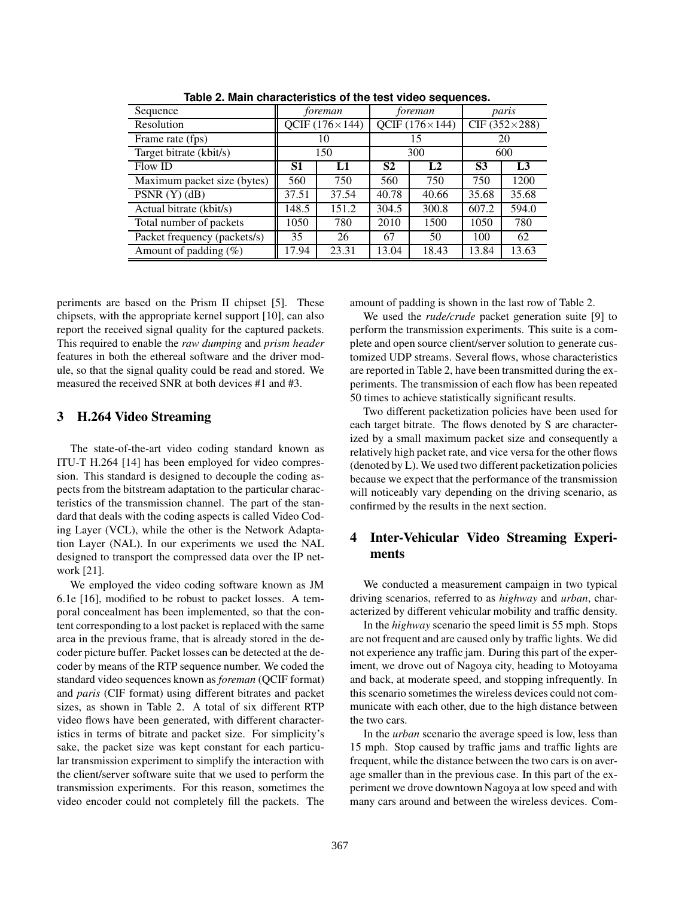**Table 2. Main characteristics of the test video sequences.**

| Sequence | *foreman* | | *foreman* | | *paris* | |
|---|---|---|---|---|---|---|
| Resolution | QCIF (176×144) | | QCIF (176×144) | | CIF (352×288) | |
| Frame rate (fps) | 10 | | 15 | | 20 | |
| Target bitrate (kbit/s) | 150 | | 300 | | 600 | |
| Flow ID | **S1** | **L1** | **S2** | **L2** | **S3** | **L3** |
| Maximum packet size (bytes) | 560 | 750 | 560 | 750 | 750 | 1200 |
| PSNR (Y) (dB) | 37.51 | 37.54 | 40.78 | 40.66 | 35.68 | 35.68 |
| Actual bitrate (kbit/s) | 148.5 | 151.2 | 304.5 | 300.8 | 607.2 | 594.0 |
| Total number of packets | 1050 | 780 | 2010 | 1500 | 1050 | 780 |
| Packet frequency (packets/s) | 35 | 26 | 67 | 50 | 100 | 62 |
| Amount of padding (%) | 17.94 | 23.31 | 13.04 | 18.43 | 13.84 | 13.63 |

periments are based on the Prism II chipset [5]. These chipsets, with the appropriate kernel support [10], can also report the received signal quality for the captured packets. This required to enable the *raw dumping* and *prism header* features in both the ethereal software and the driver module, so that the signal quality could be read and stored. We measured the received SNR at both devices #1 and #3.

## 3 H.264 Video Streaming

The state-of-the-art video coding standard known as ITU-T H.264 [14] has been employed for video compression. This standard is designed to decouple the coding aspects from the bitstream adaptation to the particular characteristics of the transmission channel. The part of the standard that deals with the coding aspects is called Video Coding Layer (VCL), while the other is the Network Adaptation Layer (NAL). In our experiments we used the NAL designed to transport the compressed data over the IP network [21].

We employed the video coding software known as JM 6.1e [16], modified to be robust to packet losses. A temporal concealment has been implemented, so that the content corresponding to a lost packet is replaced with the same area in the previous frame, that is already stored in the decoder picture buffer. Packet losses can be detected at the decoder by means of the RTP sequence number. We coded the standard video sequences known as *foreman* (QCIF format) and *paris* (CIF format) using different bitrates and packet sizes, as shown in Table 2. A total of six different RTP video flows have been generated, with different characteristics in terms of bitrate and packet size. For simplicity's sake, the packet size was kept constant for each particular transmission experiment to simplify the interaction with the client/server software suite that we used to perform the transmission experiments. For this reason, sometimes the video encoder could not completely fill the packets. The amount of padding is shown in the last row of Table 2.

We used the *rude/crude* packet generation suite [9] to perform the transmission experiments. This suite is a complete and open source client/server solution to generate customized UDP streams. Several flows, whose characteristics are reported in Table 2, have been transmitted during the experiments. The transmission of each flow has been repeated 50 times to achieve statistically significant results.

Two different packetization policies have been used for each target bitrate. The flows denoted by S are characterized by a small maximum packet size and consequently a relatively high packet rate, and vice versa for the other flows (denoted by L). We used two different packetization policies because we expect that the performance of the transmission will noticeably vary depending on the driving scenario, as confirmed by the results in the next section.

## 4 Inter-Vehicular Video Streaming Experiments

We conducted a measurement campaign in two typical driving scenarios, referred to as *highway* and *urban*, characterized by different vehicular mobility and traffic density.

In the *highway* scenario the speed limit is 55 mph. Stops are not frequent and are caused only by traffic lights. We did not experience any traffic jam. During this part of the experiment, we drove out of Nagoya city, heading to Motoyama and back, at moderate speed, and stopping infrequently. In this scenario sometimes the wireless devices could not communicate with each other, due to the high distance between the two cars.

In the *urban* scenario the average speed is low, less than 15 mph. Stop caused by traffic jams and traffic lights are frequent, while the distance between the two cars is on average smaller than in the previous case. In this part of the experiment we drove downtown Nagoya at low speed and with many cars around and between the wireless devices. Com-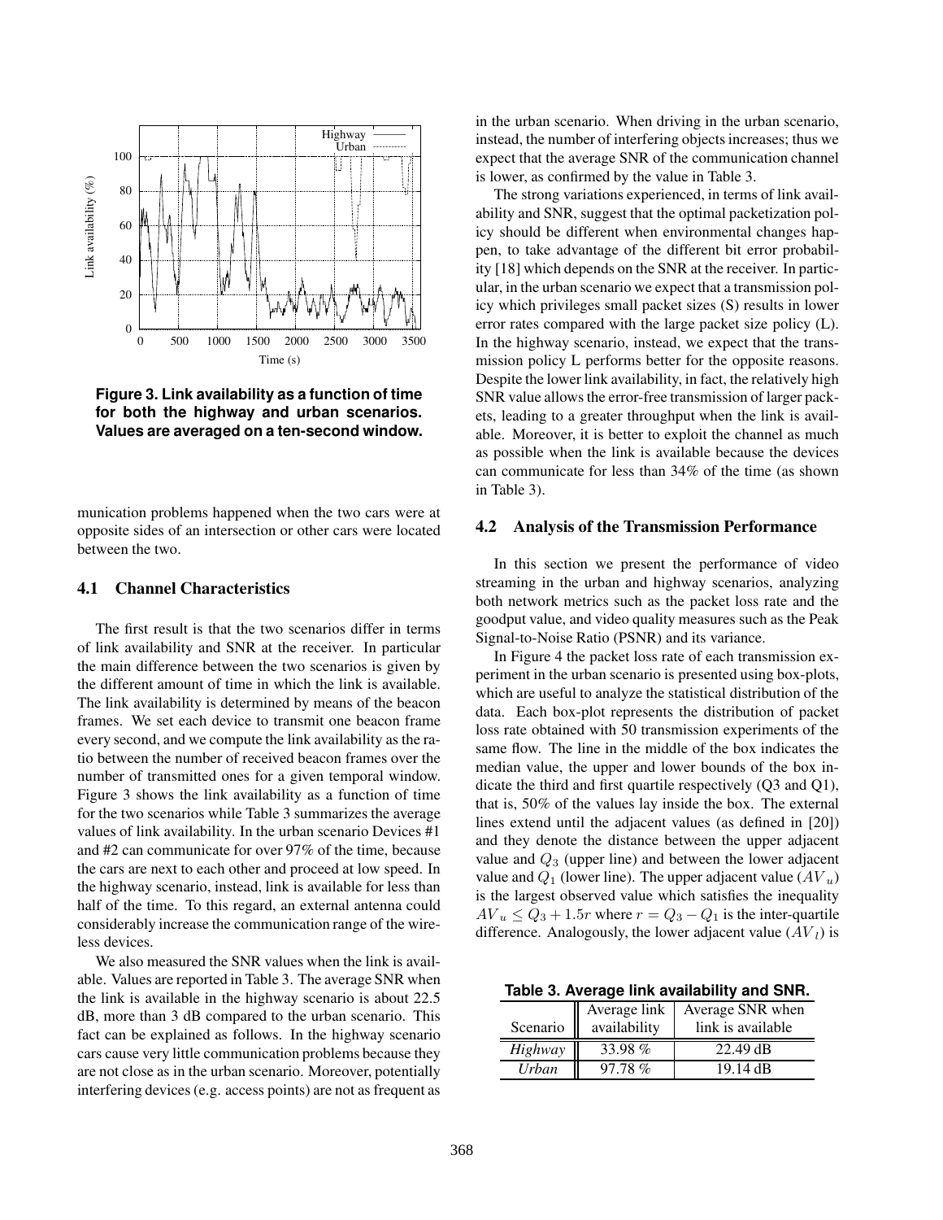Figure 3. Link availability as a function of time for both the highway and urban scenarios. Values are averaged on a ten-second window.

munication problems happened when the two cars were at opposite sides of an intersection or other cars were located between the two.

### 4.1 Channel Characteristics

The first result is that the two scenarios differ in terms of link availability and SNR at the receiver. In particular the main difference between the two scenarios is given by the different amount of time in which the link is available. The link availability is determined by means of the beacon frames. We set each device to transmit one beacon frame every second, and we compute the link availability as the ratio between the number of received beacon frames over the number of transmitted ones for a given temporal window. Figure 3 shows the link availability as a function of time for the two scenarios while Table 3 summarizes the average values of link availability. In the urban scenario Devices #1 and #2 can communicate for over 97% of the time, because the cars are next to each other and proceed at low speed. In the highway scenario, instead, link is available for less than half of the time. To this regard, an external antenna could considerably increase the communication range of the wireless devices.

We also measured the SNR values when the link is available. Values are reported in Table 3. The average SNR when the link is available in the highway scenario is about 22.5 dB, more than 3 dB compared to the urban scenario. This fact can be explained as follows. In the highway scenario cars cause very little communication problems because they are not close as in the urban scenario. Moreover, potentially interfering devices (e.g. access points) are not as frequent as in the urban scenario. When driving in the urban scenario, instead, the number of interfering objects increases; thus we expect that the average SNR of the communication channel is lower, as confirmed by the value in Table 3.

The strong variations experienced, in terms of link availability and SNR, suggest that the optimal packetization policy should be different when environmental changes happen, to take advantage of the different bit error probability [18] which depends on the SNR at the receiver. In particular, in the urban scenario we expect that a transmission policy which privileges small packet sizes (S) results in lower error rates compared with the large packet size policy (L). In the highway scenario, instead, we expect that the transmission policy L performs better for the opposite reasons. Despite the lower link availability, in fact, the relatively high SNR value allows the error-free transmission of larger packets, leading to a greater throughput when the link is available. Moreover, it is better to exploit the channel as much as possible when the link is available because the devices can communicate for less than 34% of the time (as shown in Table 3).

### 4.2 Analysis of the Transmission Performance

In this section we present the performance of video streaming in the urban and highway scenarios, analyzing both network metrics such as the packet loss rate and the goodput value, and video quality measures such as the Peak Signal-to-Noise Ratio (PSNR) and its variance.

In Figure 4 the packet loss rate of each transmission experiment in the urban scenario is presented using box-plots, which are useful to analyze the statistical distribution of the data. Each box-plot represents the distribution of packet loss rate obtained with 50 transmission experiments of the same flow. The line in the middle of the box indicates the median value, the upper and lower bounds of the box indicate the third and first quartile respectively (Q3 and Q1), that is, 50% of the values lay inside the box. The external lines extend until the adjacent values (as defined in [20]) and they denote the distance between the upper adjacent value and $Q_3$ (upper line) and between the lower adjacent value and $Q_1$ (lower line). The upper adjacent value ($AV_u$) is the largest observed value which satisfies the inequality $AV_u \leq Q_3 + 1.5r$ where $r = Q_3 - Q_1$ is the inter-quartile difference. Analogously, the lower adjacent value ($AV_l$) is

**Table 3. Average link availability and SNR.**

| Scenario | Average link availability | Average SNR when link is available |
|---|---|---|
| *Highway* | 33.98 % | 22.49 dB |
| *Urban* | 97.78 % | 19.14 dB |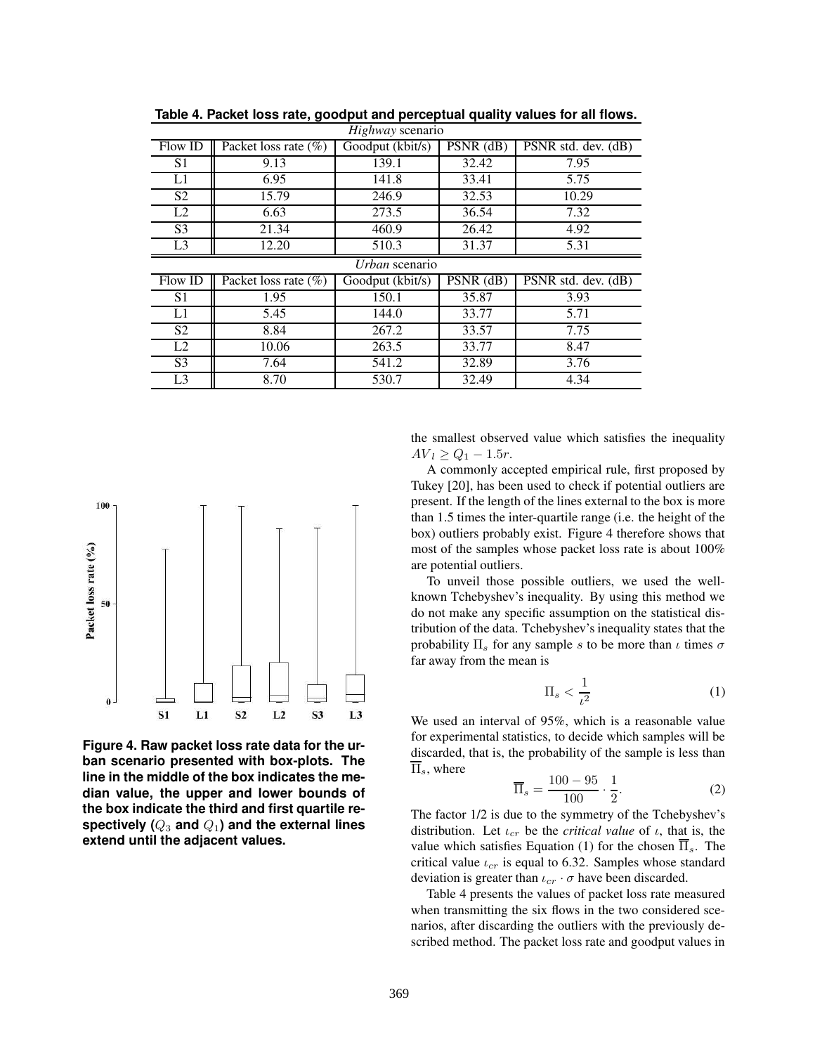**Table 4. Packet loss rate, goodput and perceptual quality values for all flows.**

| *Highway* scenario | | | | |
|---|---|---|---|---|
| Flow ID | Packet loss rate (%) | Goodput (kbit/s) | PSNR (dB) | PSNR std. dev. (dB) |
| S1 | 9.13 | 139.1 | 32.42 | 7.95 |
| L1 | 6.95 | 141.8 | 33.41 | 5.75 |
| S2 | 15.79 | 246.9 | 32.53 | 10.29 |
| L2 | 6.63 | 273.5 | 36.54 | 7.32 |
| S3 | 21.34 | 460.9 | 26.42 | 4.92 |
| L3 | 12.20 | 510.3 | 31.37 | 5.31 |

| *Urban* scenario | | | | |
|---|---|---|---|---|
| Flow ID | Packet loss rate (%) | Goodput (kbit/s) | PSNR (dB) | PSNR std. dev. (dB) |
| S1 | 1.95 | 150.1 | 35.87 | 3.93 |
| L1 | 5.45 | 144.0 | 33.77 | 5.71 |
| S2 | 8.84 | 267.2 | 33.57 | 7.75 |
| L2 | 10.06 | 263.5 | 33.77 | 8.47 |
| S3 | 7.64 | 541.2 | 32.89 | 3.76 |
| L3 | 8.70 | 530.7 | 32.49 | 4.34 |

**Figure 4. Raw packet loss rate data for the urban scenario presented with box-plots. The line in the middle of the box indicates the median value, the upper and lower bounds of the box indicate the third and first quartile respectively ($Q_3$ and $Q_1$) and the external lines extend until the adjacent values.**

the smallest observed value which satisfies the inequality $AV_l \geq Q_1 - 1.5r$.

A commonly accepted empirical rule, first proposed by Tukey [20], has been used to check if potential outliers are present. If the length of the lines external to the box is more than 1.5 times the inter-quartile range (i.e. the height of the box) outliers probably exist. Figure 4 therefore shows that most of the samples whose packet loss rate is about 100% are potential outliers.

To unveil those possible outliers, we used the well-known Tchebyshev's inequality. By using this method we do not make any specific assumption on the statistical distribution of the data. Tchebyshev's inequality states that the probability $\Pi_s$ for any sample $s$ to be more than $\iota$ times $\sigma$ far away from the mean is

$$\Pi_s < \frac{1}{\iota^2} \tag{1}$$

We used an interval of 95%, which is a reasonable value for experimental statistics, to decide which samples will be discarded, that is, the probability of the sample is less than $\overline{\Pi}_s$, where

$$\overline{\Pi}_s = \frac{100 - 95}{100} \cdot \frac{1}{2}. \tag{2}$$

The factor 1/2 is due to the symmetry of the Tchebyshev's distribution. Let $\iota_{cr}$ be the *critical value* of $\iota$, that is, the value which satisfies Equation (1) for the chosen $\overline{\Pi}_s$. The critical value $\iota_{cr}$ is equal to 6.32. Samples whose standard deviation is greater than $\iota_{cr} \cdot \sigma$ have been discarded.

Table 4 presents the values of packet loss rate measured when transmitting the six flows in the two considered scenarios, after discarding the outliers with the previously described method. The packet loss rate and goodput values in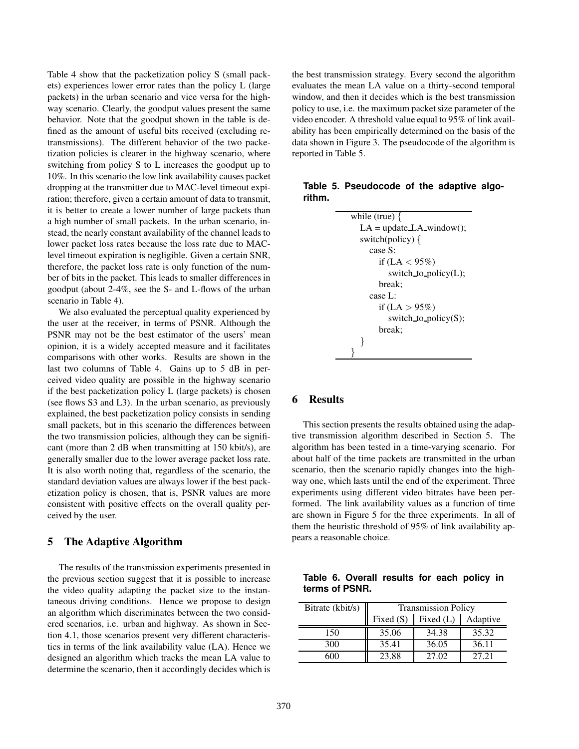Table 4 show that the packetization policy S (small packets) experiences lower error rates than the policy L (large packets) in the urban scenario and vice versa for the highway scenario. Clearly, the goodput values present the same behavior. Note that the goodput shown in the table is defined as the amount of useful bits received (excluding retransmissions). The different behavior of the two packetization policies is clearer in the highway scenario, where switching from policy S to L increases the goodput up to 10%. In this scenario the low link availability causes packet dropping at the transmitter due to MAC-level timeout expiration; therefore, given a certain amount of data to transmit, it is better to create a lower number of large packets than a high number of small packets. In the urban scenario, instead, the nearly constant availability of the channel leads to lower packet loss rates because the loss rate due to MAC-level timeout expiration is negligible. Given a certain SNR, therefore, the packet loss rate is only function of the number of bits in the packet. This leads to smaller differences in goodput (about 2-4%, see the S- and L-flows of the urban scenario in Table 4).

We also evaluated the perceptual quality experienced by the user at the receiver, in terms of PSNR. Although the PSNR may not be the best estimator of the users' mean opinion, it is a widely accepted measure and it facilitates comparisons with other works. Results are shown in the last two columns of Table 4. Gains up to 5 dB in perceived video quality are possible in the highway scenario if the best packetization policy L (large packets) is chosen (see flows S3 and L3). In the urban scenario, as previously explained, the best packetization policy consists in sending small packets, but in this scenario the differences between the two transmission policies, although they can be significant (more than 2 dB when transmitting at 150 kbit/s), are generally smaller due to the lower average packet loss rate. It is also worth noting that, regardless of the scenario, the standard deviation values are always lower if the best packetization policy is chosen, that is, PSNR values are more consistent with positive effects on the overall quality perceived by the user.

## 5 The Adaptive Algorithm

The results of the transmission experiments presented in the previous section suggest that it is possible to increase the video quality adapting the packet size to the instantaneous driving conditions. Hence we propose to design an algorithm which discriminates between the two considered scenarios, i.e. urban and highway. As shown in Section 4.1, those scenarios present very different characteristics in terms of the link availability value (LA). Hence we designed an algorithm which tracks the mean LA value to determine the scenario, then it accordingly decides which is the best transmission strategy. Every second the algorithm evaluates the mean LA value on a thirty-second temporal window, and then it decides which is the best transmission policy to use, i.e. the maximum packet size parameter of the video encoder. A threshold value equal to 95% of link availability has been empirically determined on the basis of the data shown in Figure 3. The pseudocode of the algorithm is reported in Table 5.

**Table 5. Pseudocode of the adaptive algorithm.**

```
while (true) {
   LA = update_LA_window();
   switch(policy) {
      case S:
         if (LA < 95%)
            switch_to_policy(L);
         break;
      case L:
         if (LA > 95%)
            switch_to_policy(S);
         break;
   }
}
```

## 6 Results

This section presents the results obtained using the adaptive transmission algorithm described in Section 5. The algorithm has been tested in a time-varying scenario. For about half of the time packets are transmitted in the urban scenario, then the scenario rapidly changes into the highway one, which lasts until the end of the experiment. Three experiments using different video bitrates have been performed. The link availability values as a function of time are shown in Figure 5 for the three experiments. In all of them the heuristic threshold of 95% of link availability appears a reasonable choice.

**Table 6. Overall results for each policy in terms of PSNR.**

| Bitrate (kbit/s) | Transmission Policy | | |
|---|---|---|---|
| | Fixed (S) | Fixed (L) | Adaptive |
| 150 | 35.06 | 34.38 | 35.32 |
| 300 | 35.41 | 36.05 | 36.11 |
| 600 | 23.88 | 27.02 | 27.21 |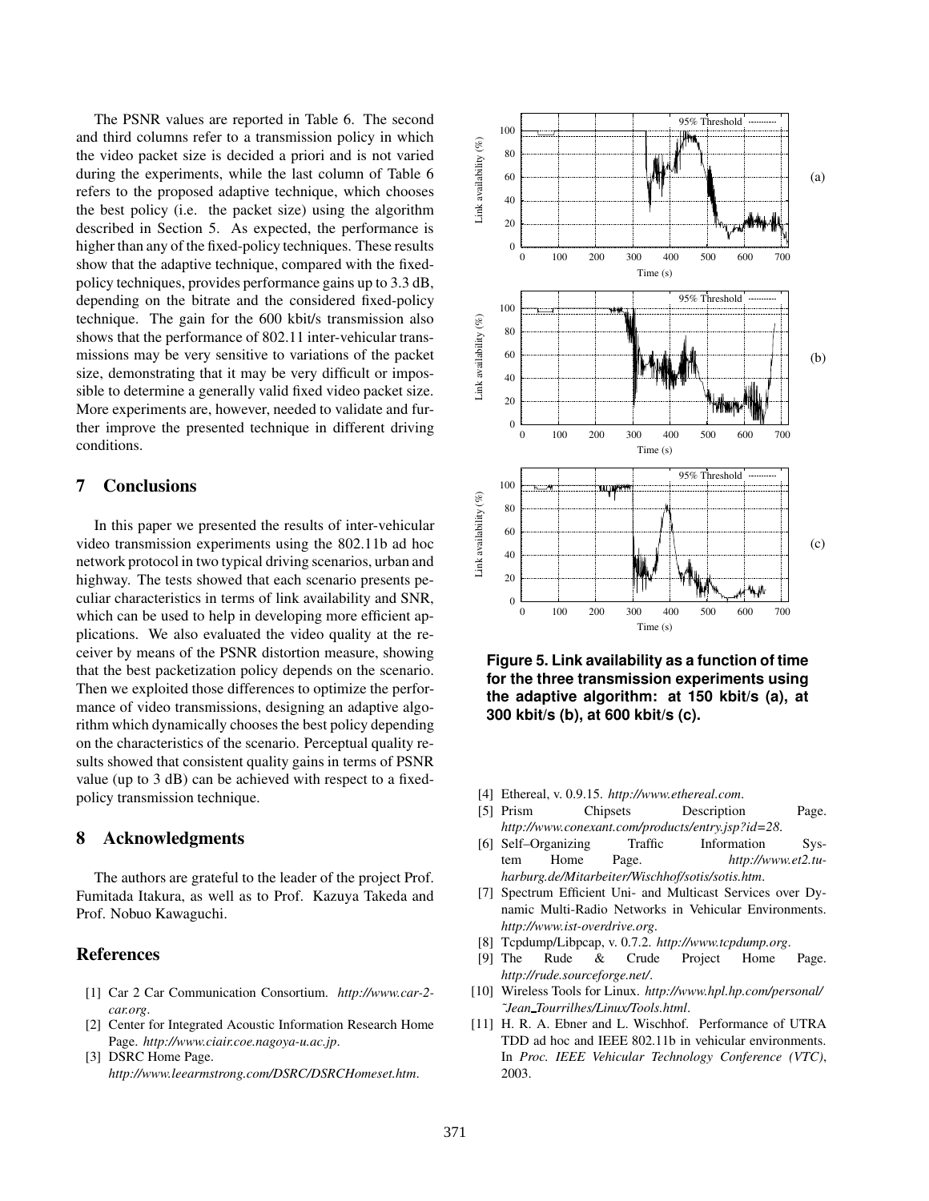The PSNR values are reported in Table 6. The second and third columns refer to a transmission policy in which the video packet size is decided a priori and is not varied during the experiments, while the last column of Table 6 refers to the proposed adaptive technique, which chooses the best policy (i.e. the packet size) using the algorithm described in Section 5. As expected, the performance is higher than any of the fixed-policy techniques. These results show that the adaptive technique, compared with the fixed-policy techniques, provides performance gains up to 3.3 dB, depending on the bitrate and the considered fixed-policy technique. The gain for the 600 kbit/s transmission also shows that the performance of 802.11 inter-vehicular transmissions may be very sensitive to variations of the packet size, demonstrating that it may be very difficult or impossible to determine a generally valid fixed video packet size. More experiments are, however, needed to validate and further improve the presented technique in different driving conditions.

## 7 Conclusions

In this paper we presented the results of inter-vehicular video transmission experiments using the 802.11b ad hoc network protocol in two typical driving scenarios, urban and highway. The tests showed that each scenario presents peculiar characteristics in terms of link availability and SNR, which can be used to help in developing more efficient applications. We also evaluated the video quality at the receiver by means of the PSNR distortion measure, showing that the best packetization policy depends on the scenario. Then we exploited those differences to optimize the performance of video transmissions, designing an adaptive algorithm which dynamically chooses the best policy depending on the characteristics of the scenario. Perceptual quality results showed that consistent quality gains in terms of PSNR value (up to 3 dB) can be achieved with respect to a fixed-policy transmission technique.

## 8 Acknowledgments

The authors are grateful to the leader of the project Prof. Fumitada Itakura, as well as to Prof. Kazuya Takeda and Prof. Nobuo Kawaguchi.

## References

[1] Car 2 Car Communication Consortium. *http://www.car-2-car.org*.

[2] Center for Integrated Acoustic Information Research Home Page. *http://www.ciair.coe.nagoya-u.ac.jp*.

[3] DSRC Home Page. *http://www.leearmstrong.com/DSRC/DSRCHomeset.htm*.

**Figure 5. Link availability as a function of time for the three transmission experiments using the adaptive algorithm: at 150 kbit/s (a), at 300 kbit/s (b), at 600 kbit/s (c).**

[4] Ethereal, v. 0.9.15. *http://www.ethereal.com*.

[5] Prism Chipsets Description Page. *http://www.conexant.com/products/entry.jsp?id=28*.

[6] Self–Organizing Traffic Information System Home Page. *http://www.et2.tu-harburg.de/Mitarbeiter/Wischhof/sotis/sotis.htm*.

[7] Spectrum Efficient Uni- and Multicast Services over Dynamic Multi-Radio Networks in Vehicular Environments. *http://www.ist-overdrive.org*.

[8] Tcpdump/Libpcap, v. 0.7.2. *http://www.tcpdump.org*.

[9] The Rude & Crude Project Home Page. *http://rude.sourceforge.net/*.

[10] Wireless Tools for Linux. *http://www.hpl.hp.com/personal/~Jean_Tourrilhes/Linux/Tools.html*.

[11] H. R. A. Ebner and L. Wischhof. Performance of UTRA TDD ad hoc and IEEE 802.11b in vehicular environments. In *Proc. IEEE Vehicular Technology Conference (VTC)*, 2003.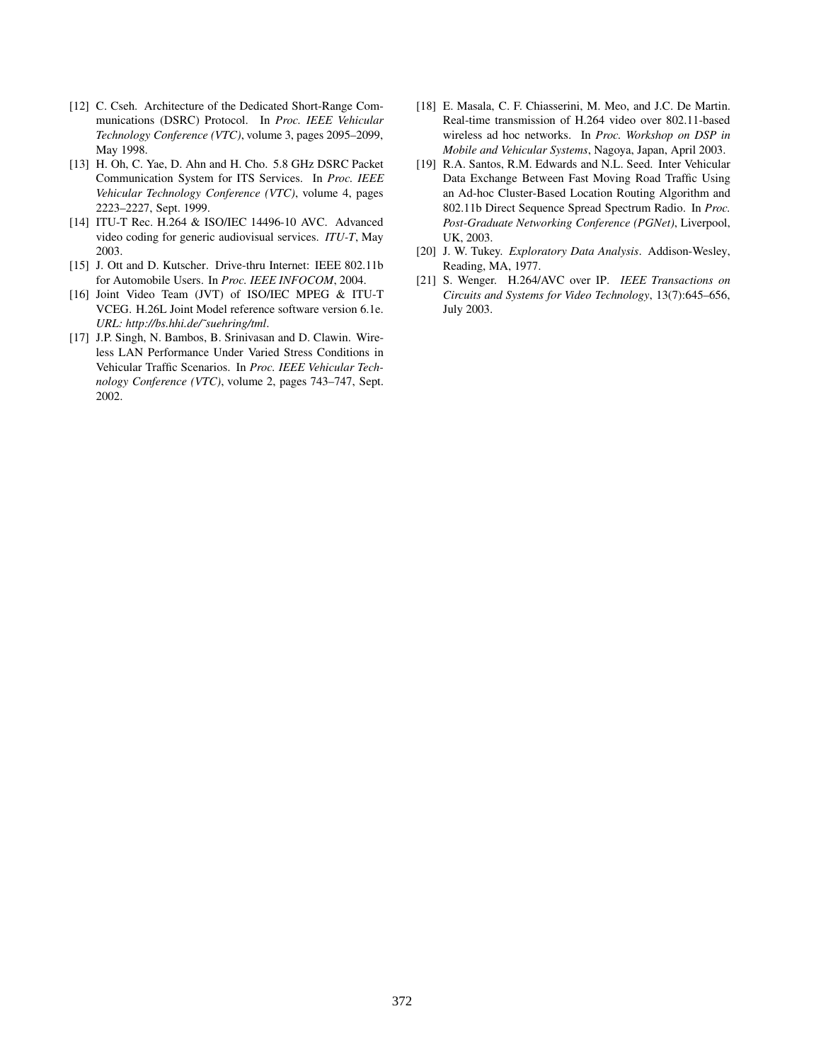[12] C. Cseh. Architecture of the Dedicated Short-Range Communications (DSRC) Protocol. In *Proc. IEEE Vehicular Technology Conference (VTC)*, volume 3, pages 2095–2099, May 1998.

[13] H. Oh, C. Yae, D. Ahn and H. Cho. 5.8 GHz DSRC Packet Communication System for ITS Services. In *Proc. IEEE Vehicular Technology Conference (VTC)*, volume 4, pages 2223–2227, Sept. 1999.

[14] ITU-T Rec. H.264 & ISO/IEC 14496-10 AVC. Advanced video coding for generic audiovisual services. *ITU-T*, May 2003.

[15] J. Ott and D. Kutscher. Drive-thru Internet: IEEE 802.11b for Automobile Users. In *Proc. IEEE INFOCOM*, 2004.

[16] Joint Video Team (JVT) of ISO/IEC MPEG & ITU-T VCEG. H.26L Joint Model reference software version 6.1e. *URL: http://bs.hhi.de/˜suehring/tml*.

[17] J.P. Singh, N. Bambos, B. Srinivasan and D. Clawin. Wireless LAN Performance Under Varied Stress Conditions in Vehicular Traffic Scenarios. In *Proc. IEEE Vehicular Technology Conference (VTC)*, volume 2, pages 743–747, Sept. 2002.

[18] E. Masala, C. F. Chiasserini, M. Meo, and J.C. De Martin. Real-time transmission of H.264 video over 802.11-based wireless ad hoc networks. In *Proc. Workshop on DSP in Mobile and Vehicular Systems*, Nagoya, Japan, April 2003.

[19] R.A. Santos, R.M. Edwards and N.L. Seed. Inter Vehicular Data Exchange Between Fast Moving Road Traffic Using an Ad-hoc Cluster-Based Location Routing Algorithm and 802.11b Direct Sequence Spread Spectrum Radio. In *Proc. Post-Graduate Networking Conference (PGNet)*, Liverpool, UK, 2003.

[20] J. W. Tukey. *Exploratory Data Analysis*. Addison-Wesley, Reading, MA, 1977.

[21] S. Wenger. H.264/AVC over IP. *IEEE Transactions on Circuits and Systems for Video Technology*, 13(7):645–656, July 2003.